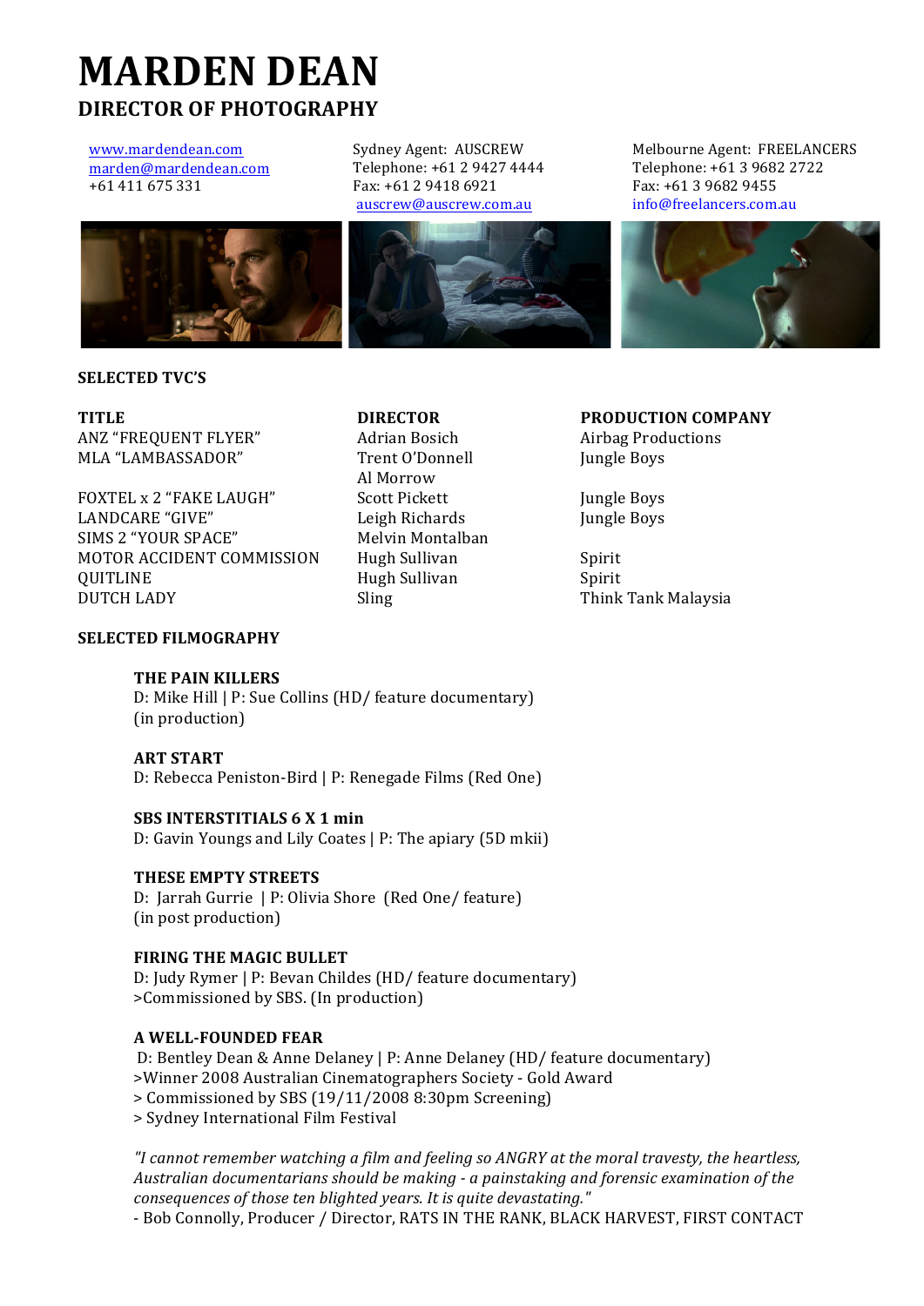# MARDEN DEAN

## DIRECTOR OF PHOTOGRAPHY

www.mardendean.com
marden@mardendean.com
+61 411 675 331

Sydney Agent: AUSCREW
Telephone: +61 2 9427 4444
Fax: +61 2 9418 6921
auscrew@auscrew.com.au

Melbourne Agent: FREELANCERS
Telephone: +61 3 9682 2722
Fax: +61 3 9682 9455
info@freelancers.com.au

### SELECTED TVC'S

| TITLE | DIRECTOR | PRODUCTION COMPANY |
|---|---|---|
| ANZ "FREQUENT FLYER" | Adrian Bosich | Airbag Productions |
| MLA "LAMBASSADOR" | Trent O'Donnell | Jungle Boys |
| | Al Morrow | |
| FOXTEL x 2 "FAKE LAUGH" | Scott Pickett | Jungle Boys |
| LANDCARE "GIVE" | Leigh Richards | Jungle Boys |
| SIMS 2 "YOUR SPACE" | Melvin Montalban | |
| MOTOR ACCIDENT COMMISSION | Hugh Sullivan | Spirit |
| QUITLINE | Hugh Sullivan | Spirit |
| DUTCH LADY | Sling | Think Tank Malaysia |

### SELECTED FILMOGRAPHY

**THE PAIN KILLERS**
D: Mike Hill | P: Sue Collins (HD/ feature documentary)
(in production)

**ART START**
D: Rebecca Peniston-Bird | P: Renegade Films (Red One)

**SBS INTERSTITIALS 6 X 1 min**
D: Gavin Youngs and Lily Coates | P: The apiary (5D mkii)

**THESE EMPTY STREETS**
D: Jarrah Gurrie | P: Olivia Shore (Red One/ feature)
(in post production)

**FIRING THE MAGIC BULLET**
D: Judy Rymer | P: Bevan Childes (HD/ feature documentary)
>Commissioned by SBS. (In production)

**A WELL-FOUNDED FEAR**
D: Bentley Dean & Anne Delaney | P: Anne Delaney (HD/ feature documentary)
>Winner 2008 Australian Cinematographers Society - Gold Award
> Commissioned by SBS (19/11/2008 8:30pm Screening)
> Sydney International Film Festival

*"I cannot remember watching a film and feeling so ANGRY at the moral travesty, the heartless, Australian documentarians should be making - a painstaking and forensic examination of the consequences of those ten blighted years. It is quite devastating."*
- Bob Connolly, Producer / Director, RATS IN THE RANK, BLACK HARVEST, FIRST CONTACT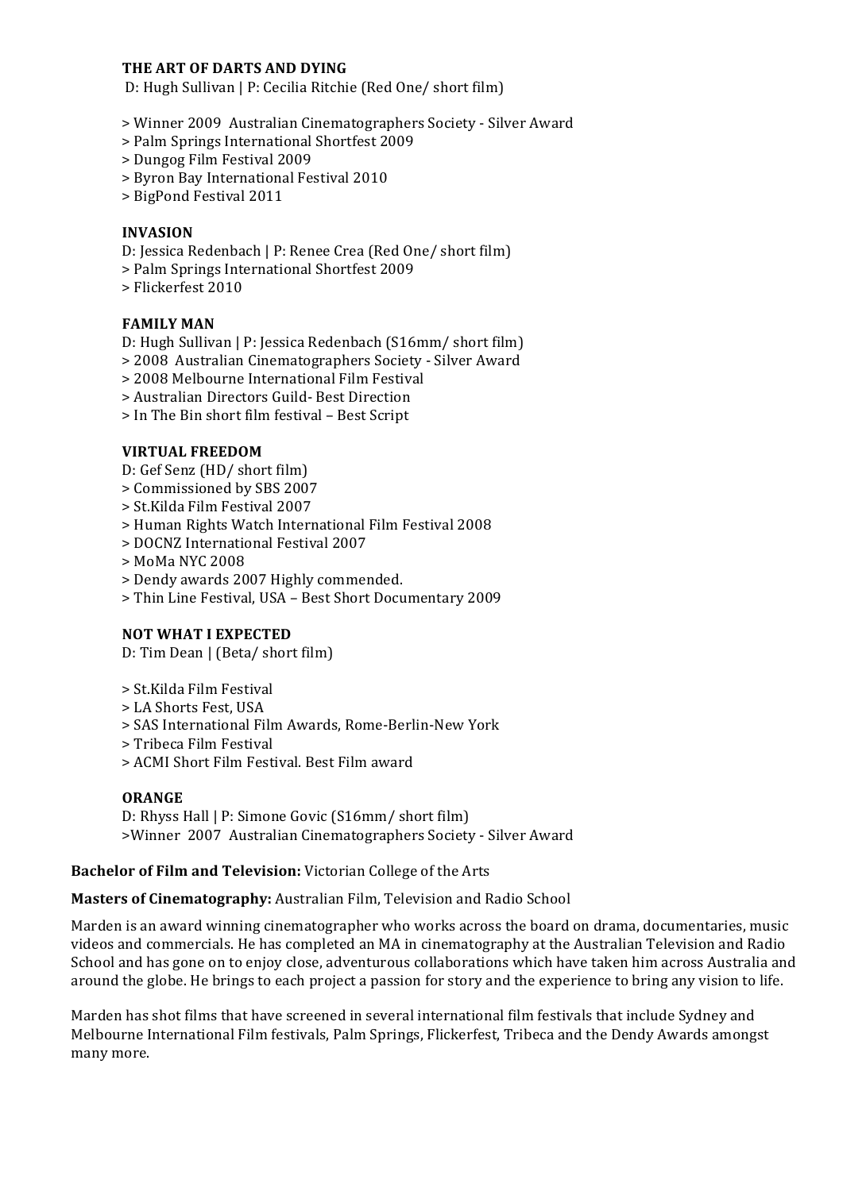**THE ART OF DARTS AND DYING**

D: Hugh Sullivan | P: Cecilia Ritchie (Red One/ short film)

> Winner 2009 Australian Cinematographers Society - Silver Award
> Palm Springs International Shortfest 2009
> Dungog Film Festival 2009
> Byron Bay International Festival 2010
> BigPond Festival 2011

**INVASION**

D: Jessica Redenbach | P: Renee Crea (Red One/ short film)
> Palm Springs International Shortfest 2009
> Flickerfest 2010

**FAMILY MAN**

D: Hugh Sullivan | P: Jessica Redenbach (S16mm/ short film)
> 2008 Australian Cinematographers Society - Silver Award
> 2008 Melbourne International Film Festival
> Australian Directors Guild- Best Direction
> In The Bin short film festival – Best Script

**VIRTUAL FREEDOM**

D: Gef Senz (HD/ short film)
> Commissioned by SBS 2007
> St.Kilda Film Festival 2007
> Human Rights Watch International Film Festival 2008
> DOCNZ International Festival 2007
> MoMa NYC 2008
> Dendy awards 2007 Highly commended.
> Thin Line Festival, USA – Best Short Documentary 2009

**NOT WHAT I EXPECTED**

D: Tim Dean | (Beta/ short film)

> St.Kilda Film Festival
> LA Shorts Fest, USA
> SAS International Film Awards, Rome-Berlin-New York
> Tribeca Film Festival
> ACMI Short Film Festival. Best Film award

**ORANGE**

D: Rhyss Hall | P: Simone Govic (S16mm/ short film)
>Winner 2007 Australian Cinematographers Society - Silver Award

**Bachelor of Film and Television:** Victorian College of the Arts

**Masters of Cinematography:** Australian Film, Television and Radio School

Marden is an award winning cinematographer who works across the board on drama, documentaries, music videos and commercials. He has completed an MA in cinematography at the Australian Television and Radio School and has gone on to enjoy close, adventurous collaborations which have taken him across Australia and around the globe. He brings to each project a passion for story and the experience to bring any vision to life.

Marden has shot films that have screened in several international film festivals that include Sydney and Melbourne International Film festivals, Palm Springs, Flickerfest, Tribeca and the Dendy Awards amongst many more.